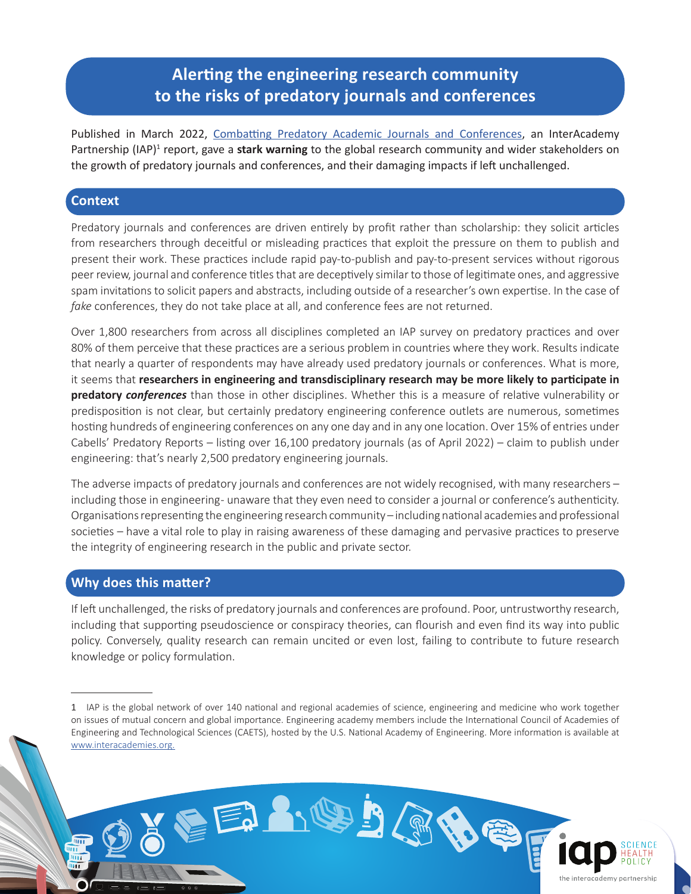# Alerting the engineering research community to the risks of predatory journals and conferences

Published in March 2022, Combatting Predatory Academic Journals and Conferences, an InterAcademy Partnership (IAP)[1] report, gave a **stark warning** to the global research community and wider stakeholders on the growth of predatory journals and conferences, and their damaging impacts if left unchallenged.

## Context

Predatory journals and conferences are driven entirely by profit rather than scholarship: they solicit articles from researchers through deceitful or misleading practices that exploit the pressure on them to publish and present their work. These practices include rapid pay-to-publish and pay-to-present services without rigorous peer review, journal and conference titles that are deceptively similar to those of legitimate ones, and aggressive spam invitations to solicit papers and abstracts, including outside of a researcher's own expertise. In the case of *fake* conferences, they do not take place at all, and conference fees are not returned.

Over 1,800 researchers from across all disciplines completed an IAP survey on predatory practices and over 80% of them perceive that these practices are a serious problem in countries where they work. Results indicate that nearly a quarter of respondents may have already used predatory journals or conferences. What is more, it seems that **researchers in engineering and transdisciplinary research may be more likely to participate in predatory *conferences*** than those in other disciplines. Whether this is a measure of relative vulnerability or predisposition is not clear, but certainly predatory engineering conference outlets are numerous, sometimes hosting hundreds of engineering conferences on any one day and in any one location. Over 15% of entries under Cabells' Predatory Reports – listing over 16,100 predatory journals (as of April 2022) – claim to publish under engineering: that's nearly 2,500 predatory engineering journals.

The adverse impacts of predatory journals and conferences are not widely recognised, with many researchers – including those in engineering- unaware that they even need to consider a journal or conference's authenticity. Organisations representing the engineering research community – including national academies and professional societies – have a vital role to play in raising awareness of these damaging and pervasive practices to preserve the integrity of engineering research in the public and private sector.

## Why does this matter?

If left unchallenged, the risks of predatory journals and conferences are profound. Poor, untrustworthy research, including that supporting pseudoscience or conspiracy theories, can flourish and even find its way into public policy. Conversely, quality research can remain uncited or even lost, failing to contribute to future research knowledge or policy formulation.

---

1 IAP is the global network of over 140 national and regional academies of science, engineering and medicine who work together on issues of mutual concern and global importance. Engineering academy members include the International Council of Academies of Engineering and Technological Sciences (CAETS), hosted by the U.S. National Academy of Engineering. More information is available at www.interacademies.org.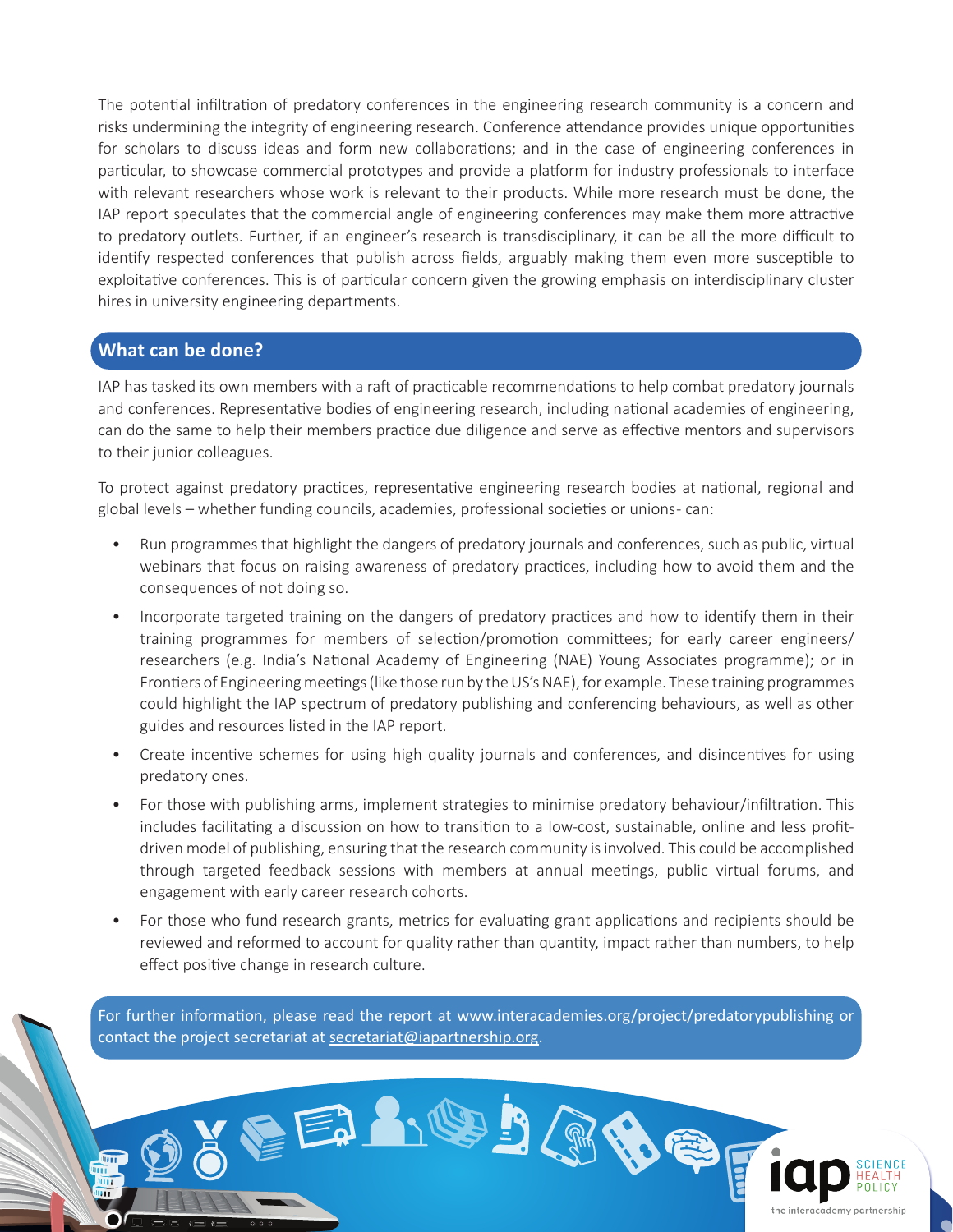The potential infiltration of predatory conferences in the engineering research community is a concern and risks undermining the integrity of engineering research. Conference attendance provides unique opportunities for scholars to discuss ideas and form new collaborations; and in the case of engineering conferences in particular, to showcase commercial prototypes and provide a platform for industry professionals to interface with relevant researchers whose work is relevant to their products. While more research must be done, the IAP report speculates that the commercial angle of engineering conferences may make them more attractive to predatory outlets. Further, if an engineer's research is transdisciplinary, it can be all the more difficult to identify respected conferences that publish across fields, arguably making them even more susceptible to exploitative conferences. This is of particular concern given the growing emphasis on interdisciplinary cluster hires in university engineering departments.

## What can be done?

IAP has tasked its own members with a raft of practicable recommendations to help combat predatory journals and conferences. Representative bodies of engineering research, including national academies of engineering, can do the same to help their members practice due diligence and serve as effective mentors and supervisors to their junior colleagues.

To protect against predatory practices, representative engineering research bodies at national, regional and global levels – whether funding councils, academies, professional societies or unions- can:

- Run programmes that highlight the dangers of predatory journals and conferences, such as public, virtual webinars that focus on raising awareness of predatory practices, including how to avoid them and the consequences of not doing so.
- Incorporate targeted training on the dangers of predatory practices and how to identify them in their training programmes for members of selection/promotion committees; for early career engineers/researchers (e.g. India's National Academy of Engineering (NAE) Young Associates programme); or in Frontiers of Engineering meetings (like those run by the US's NAE), for example. These training programmes could highlight the IAP spectrum of predatory publishing and conferencing behaviours, as well as other guides and resources listed in the IAP report.
- Create incentive schemes for using high quality journals and conferences, and disincentives for using predatory ones.
- For those with publishing arms, implement strategies to minimise predatory behaviour/infiltration. This includes facilitating a discussion on how to transition to a low-cost, sustainable, online and less profit-driven model of publishing, ensuring that the research community is involved. This could be accomplished through targeted feedback sessions with members at annual meetings, public virtual forums, and engagement with early career research cohorts.
- For those who fund research grants, metrics for evaluating grant applications and recipients should be reviewed and reformed to account for quality rather than quantity, impact rather than numbers, to help effect positive change in research culture.

For further information, please read the report at www.interacademies.org/project/predatorypublishing or contact the project secretariat at secretariat@iapartnership.org.